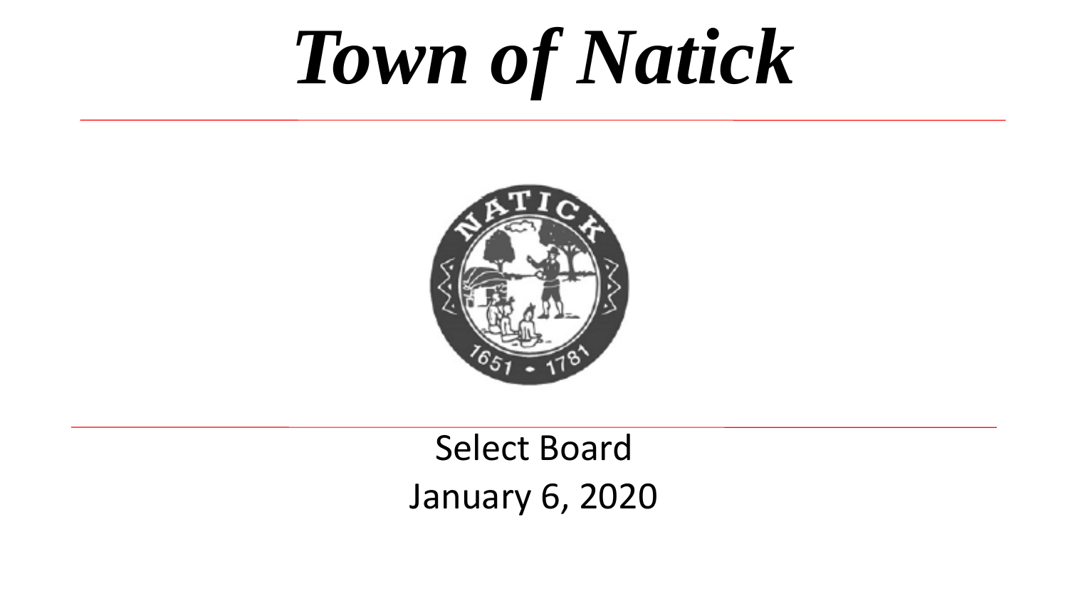# *Town of Natick*

Select Board

January 6, 2020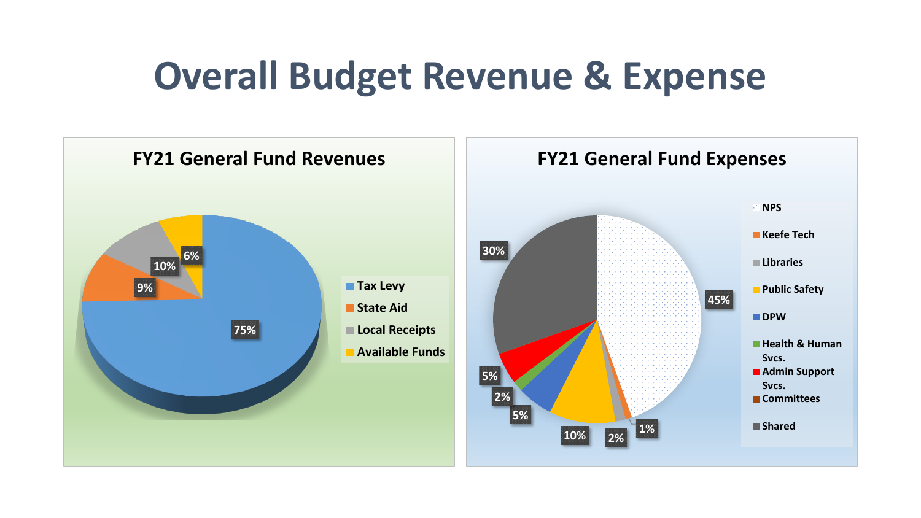# Overall Budget Revenue & Expense

## FY21 General Fund Revenues

| Category | Percentage |
| --- | --- |
| Tax Levy | 75% |
| State Aid | 9% |
| Local Receipts | 10% |
| Available Funds | 6% |

## FY21 General Fund Expenses

| Category | Percentage |
| --- | --- |
| NPS | 45% |
| Keefe Tech | 1% |
| Libraries | 2% |
| Public Safety | 10% |
| DPW | 5% |
| Health & Human Svcs. | 2% |
| Admin Support Svcs. | 5% |
| Committees | |
| Shared | 30% |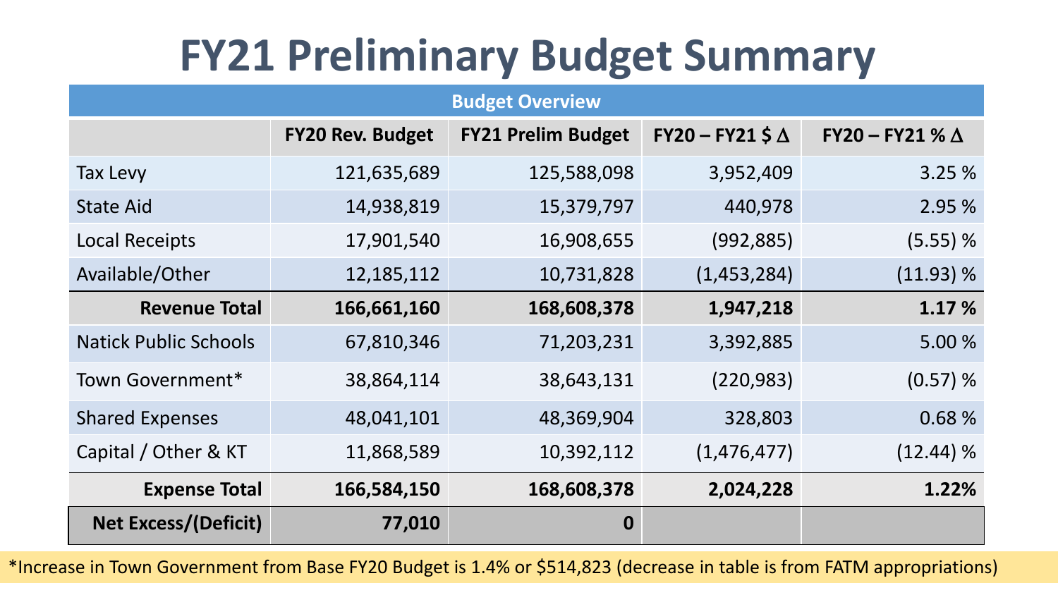# FY21 Preliminary Budget Summary

| Budget Overview | | | | |
|---|---|---|---|---|
| | FY20 Rev. Budget | FY21 Prelim Budget | FY20 – FY21 $ Δ | FY20 – FY21 % Δ |
| Tax Levy | 121,635,689 | 125,588,098 | 3,952,409 | 3.25 % |
| State Aid | 14,938,819 | 15,379,797 | 440,978 | 2.95 % |
| Local Receipts | 17,901,540 | 16,908,655 | (992,885) | (5.55) % |
| Available/Other | 12,185,112 | 10,731,828 | (1,453,284) | (11.93) % |
| **Revenue Total** | **166,661,160** | **168,608,378** | **1,947,218** | **1.17 %** |
| Natick Public Schools | 67,810,346 | 71,203,231 | 3,392,885 | 5.00 % |
| Town Government* | 38,864,114 | 38,643,131 | (220,983) | (0.57) % |
| Shared Expenses | 48,041,101 | 48,369,904 | 328,803 | 0.68 % |
| Capital / Other & KT | 11,868,589 | 10,392,112 | (1,476,477) | (12.44) % |
| **Expense Total** | **166,584,150** | **168,608,378** | **2,024,228** | **1.22%** |
| **Net Excess/(Deficit)** | **77,010** | **0** | | |

*Increase in Town Government from Base FY20 Budget is 1.4% or $514,823 (decrease in table is from FATM appropriations)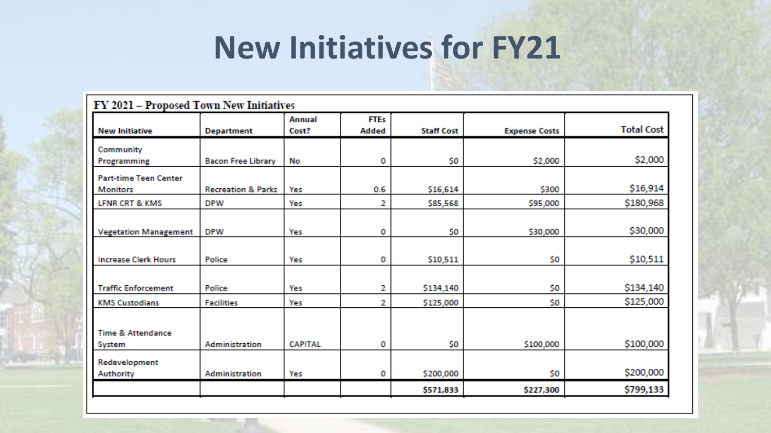# New Initiatives for FY21

**FY 2021 – Proposed Town New Initiatives**

| New Initiative | Department | Annual Cost? | FTEs Added | Staff Cost | Expense Costs | Total Cost |
|---|---|---|---|---|---|---|
| Community Programming | Bacon Free Library | No | 0 | $0 | $2,000 | $2,000 |
| Part-time Teen Center Monitors | Recreation & Parks | Yes | 0.6 | $16,614 | $300 | $16,914 |
| LFNR CRT & KMS | DPW | Yes | 2 | $85,568 | $95,000 | $180,968 |
| Vegetation Management | DPW | Yes | 0 | $0 | $30,000 | $30,000 |
| Increase Clerk Hours | Police | Yes | 0 | $10,511 | $0 | $10,511 |
| Traffic Enforcement | Police | Yes | 2 | $134,140 | $0 | $134,140 |
| KMS Custodians | Facilities | Yes | 2 | $125,000 | $0 | $125,000 |
| Time & Attendance System | Administration | CAPITAL | 0 | $0 | $100,000 | $100,000 |
| Redevelopment Authority | Administration | Yes | 0 | $200,000 | $0 | $200,000 |
| | | | | $571,833 | $227,300 | $799,133 |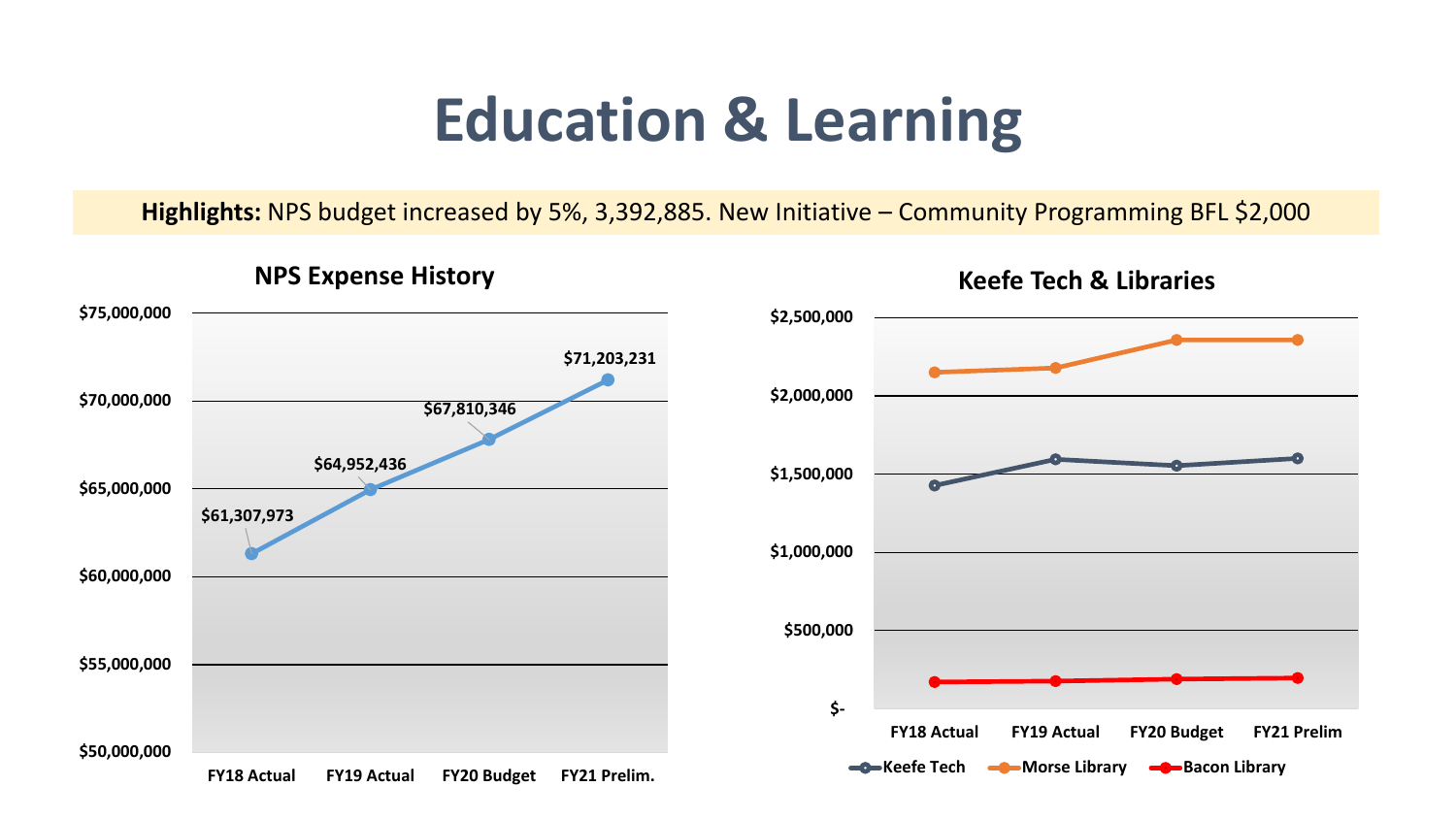# Education & Learning

**Highlights:** NPS budget increased by 5%, 3,392,885. New Initiative – Community Programming BFL $2,000

### NPS Expense History

| | FY18 Actual | FY19 Actual | FY20 Budget | FY21 Prelim. |
|---|---|---|---|---|
| NPS | $61,307,973 | $64,952,436 | $67,810,346 | $71,203,231 |

### Keefe Tech & Libraries

Series: Keefe Tech, Morse Library, Bacon Library

Categories: FY18 Actual, FY19 Actual, FY20 Budget, FY21 Prelim

Y-axis: $- to $2,500,000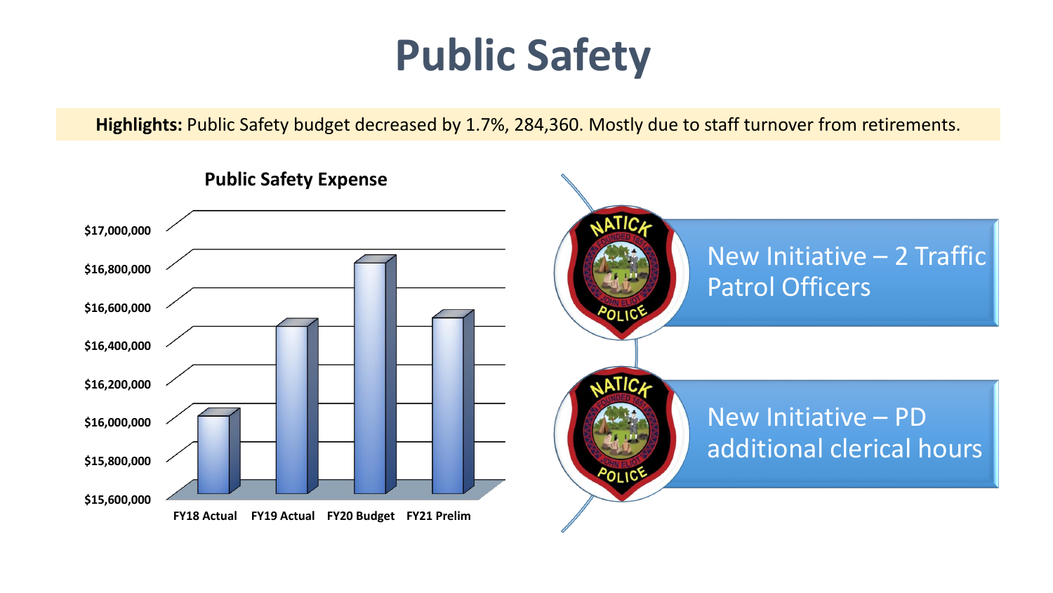# Public Safety

**Highlights:** Public Safety budget decreased by 1.7%, 284,360. Mostly due to staff turnover from retirements.

**Public Safety Expense**

$17,000,000
$16,800,000
$16,600,000
$16,400,000
$16,200,000
$16,000,000
$15,800,000
$15,600,000

FY18 Actual FY19 Actual FY20 Budget FY21 Prelim

New Initiative – 2 Traffic Patrol Officers

New Initiative – PD additional clerical hours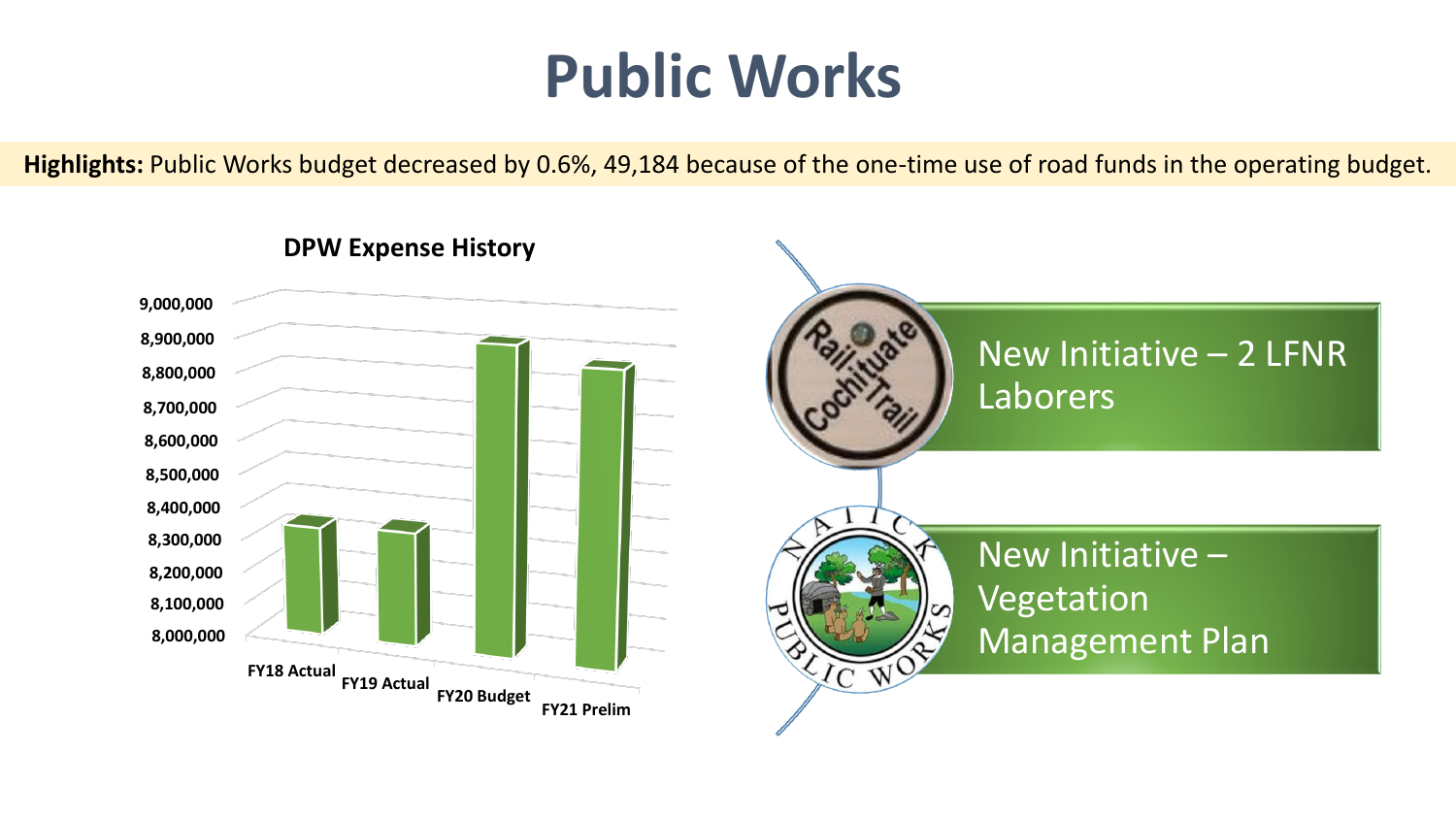# Public Works

**Highlights:** Public Works budget decreased by 0.6%, 49,184 because of the one-time use of road funds in the operating budget.

**DPW Expense History**

FY18 Actual, FY19 Actual, FY20 Budget, FY21 Prelim

New Initiative – 2 LFNR Laborers

New Initiative – Vegetation Management Plan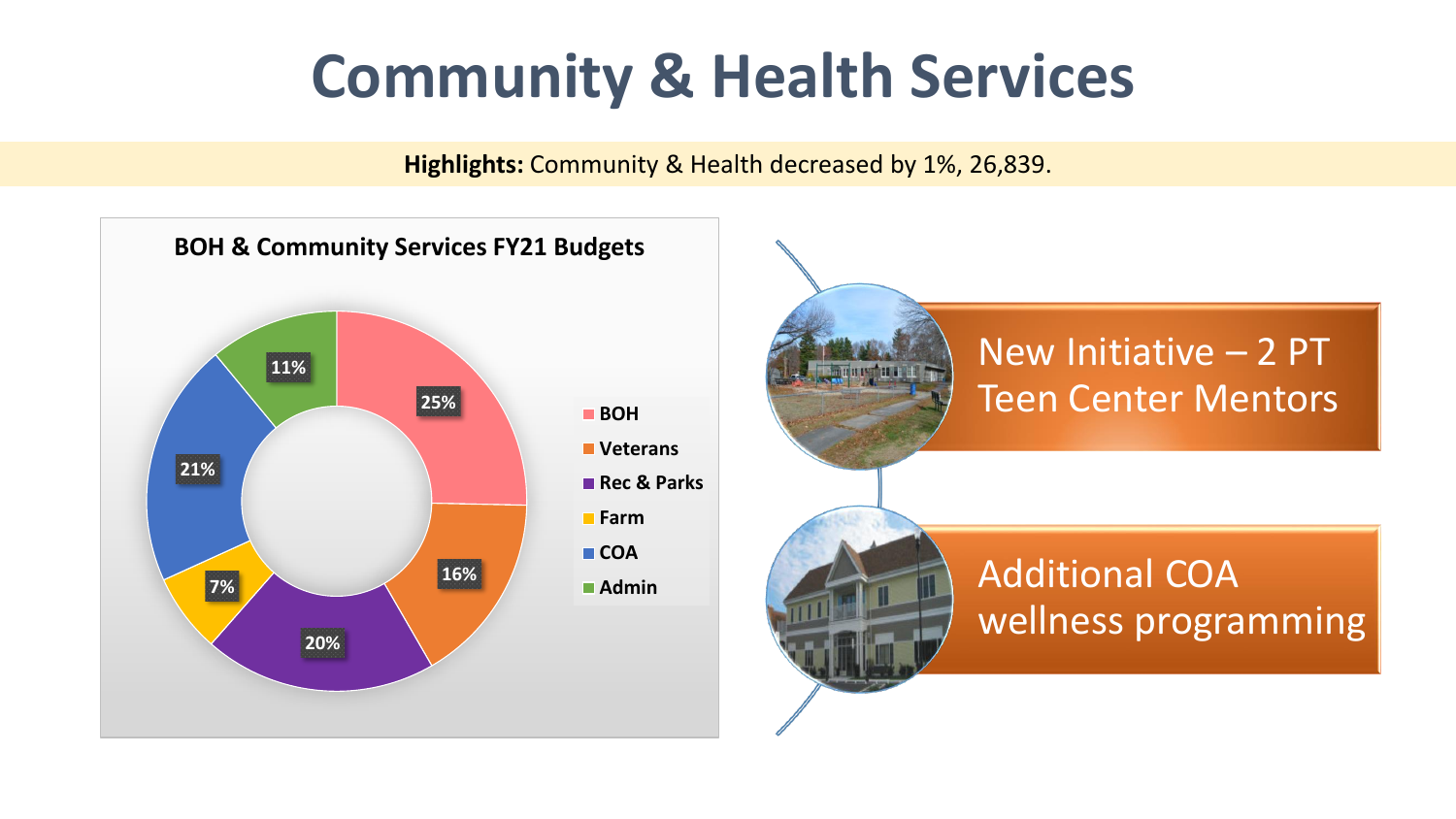# Community & Health Services

**Highlights:** Community & Health decreased by 1%, 26,839.

**BOH & Community Services FY21 Budgets**

| Department | Share |
|---|---|
| BOH | 25% |
| Veterans | 16% |
| Rec & Parks | 20% |
| Farm | 7% |
| COA | 21% |
| Admin | 11% |

- New Initiative – 2 PT Teen Center Mentors
- Additional COA wellness programming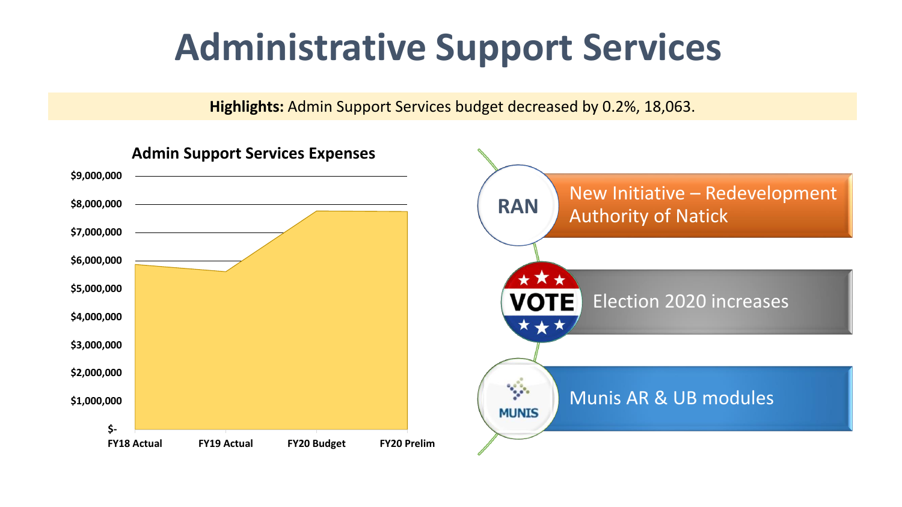# Administrative Support Services

**Highlights:** Admin Support Services budget decreased by 0.2%, 18,063.

**Admin Support Services Expenses**

$9,000,000
$8,000,000
$7,000,000
$6,000,000
$5,000,000
$4,000,000
$3,000,000
$2,000,000
$1,000,000
$-

FY18 Actual | FY19 Actual | FY20 Budget | FY20 Prelim

- RAN — New Initiative – Redevelopment Authority of Natick
- VOTE — Election 2020 increases
- MUNIS — Munis AR & UB modules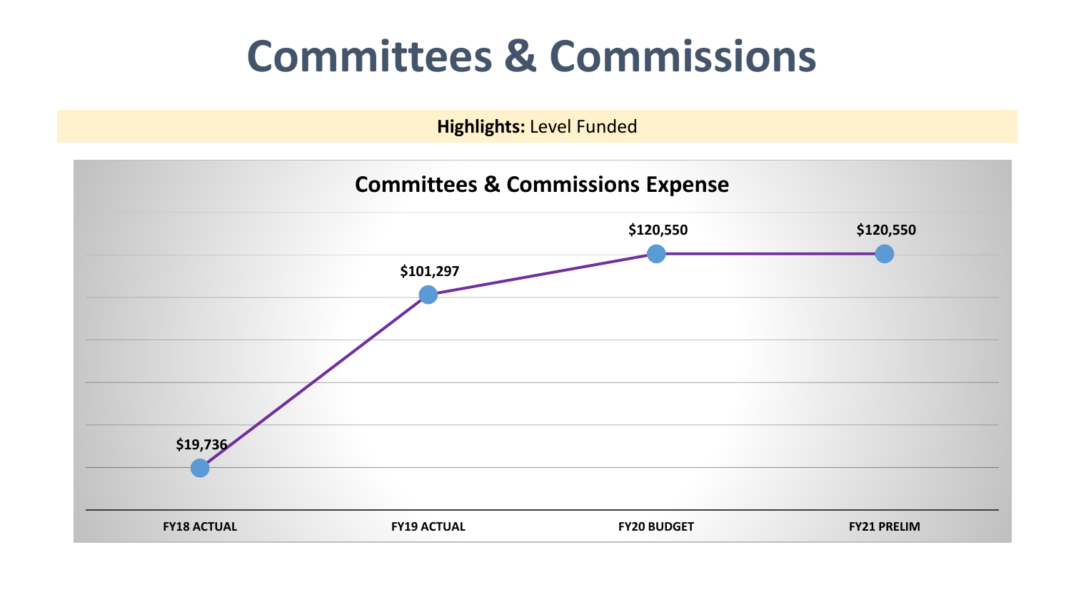# Committees & Commissions

**Highlights:** Level Funded

**Committees & Commissions Expense**

| FY18 ACTUAL | FY19 ACTUAL | FY20 BUDGET | FY21 PRELIM |
| --- | --- | --- | --- |
| $19,736 | $101,297 | $120,550 | $120,550 |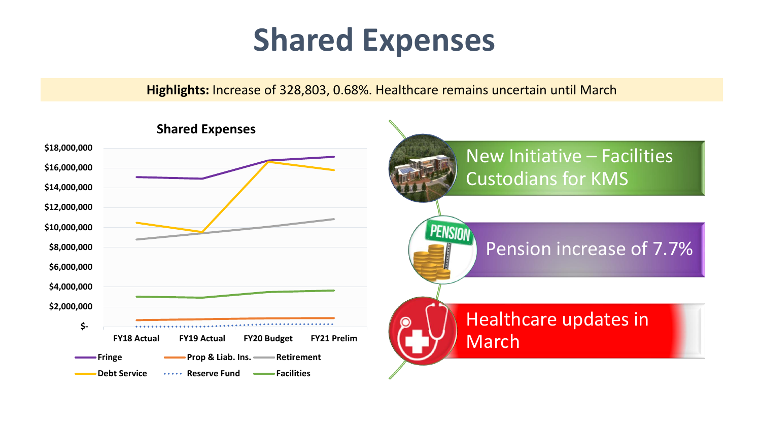# Shared Expenses

**Highlights:** Increase of 328,803, 0.68%. Healthcare remains uncertain until March

**Shared Expenses**

$18,000,000
$16,000,000
$14,000,000
$12,000,000
$10,000,000
$8,000,000
$6,000,000
$4,000,000
$2,000,000
$-

FY18 Actual | FY19 Actual | FY20 Budget | FY21 Prelim

Fringe | Prop & Liab. Ins. | Retirement | Debt Service | Reserve Fund | Facilities

- New Initiative – Facilities Custodians for KMS
- Pension increase of 7.7%
- Healthcare updates in March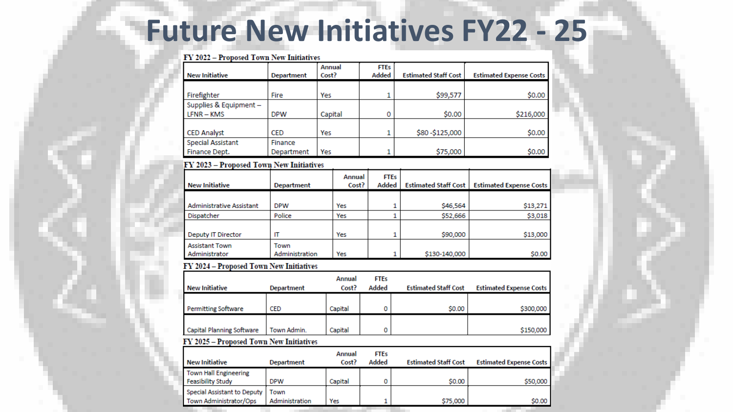# Future New Initiatives FY22 - 25

**FY 2022 – Proposed Town New Initiatives**

| New Initiative | Department | Annual Cost? | FTEs Added | Estimated Staff Cost | Estimated Expense Costs |
|---|---|---|---|---|---|
| Firefighter | Fire | Yes | 1 | $99,577 | $0.00 |
| Supplies & Equipment – LFNR – KMS | DPW | Capital | 0 | $0.00 | $216,000 |
| CED Analyst | CED | Yes | 1 | $80 -$125,000 | $0.00 |
| Special Assistant Finance Dept. | Finance Department | Yes | 1 | $75,000 | $0.00 |

**FY 2023 – Proposed Town New Initiatives**

| New Initiative | Department | Annual Cost? | FTEs Added | Estimated Staff Cost | Estimated Expense Costs |
|---|---|---|---|---|---|
| Administrative Assistant | DPW | Yes | 1 | $46,564 | $13,271 |
| Dispatcher | Police | Yes | 1 | $52,666 | $3,018 |
| Deputy IT Director | IT | Yes | 1 | $90,000 | $13,000 |
| Assistant Town Administrator | Town Administration | Yes | 1 | $130-140,000 | $0.00 |

**FY 2024 – Proposed Town New Initiatives**

| New Initiative | Department | Annual Cost? | FTEs Added | Estimated Staff Cost | Estimated Expense Costs |
|---|---|---|---|---|---|
| Permitting Software | CED | Capital | 0 | $0.00 | $300,000 |
| Capital Planning Software | Town Admin. | Capital | 0 | | $150,000 |

**FY 2025 – Proposed Town New Initiatives**

| New Initiative | Department | Annual Cost? | FTEs Added | Estimated Staff Cost | Estimated Expense Costs |
|---|---|---|---|---|---|
| Town Hall Engineering Feasibility Study | DPW | Capital | 0 | $0.00 | $50,000 |
| Special Assistant to Deputy Town Administrator/Ops | Town Administration | Yes | 1 | $75,000 | $0.00 |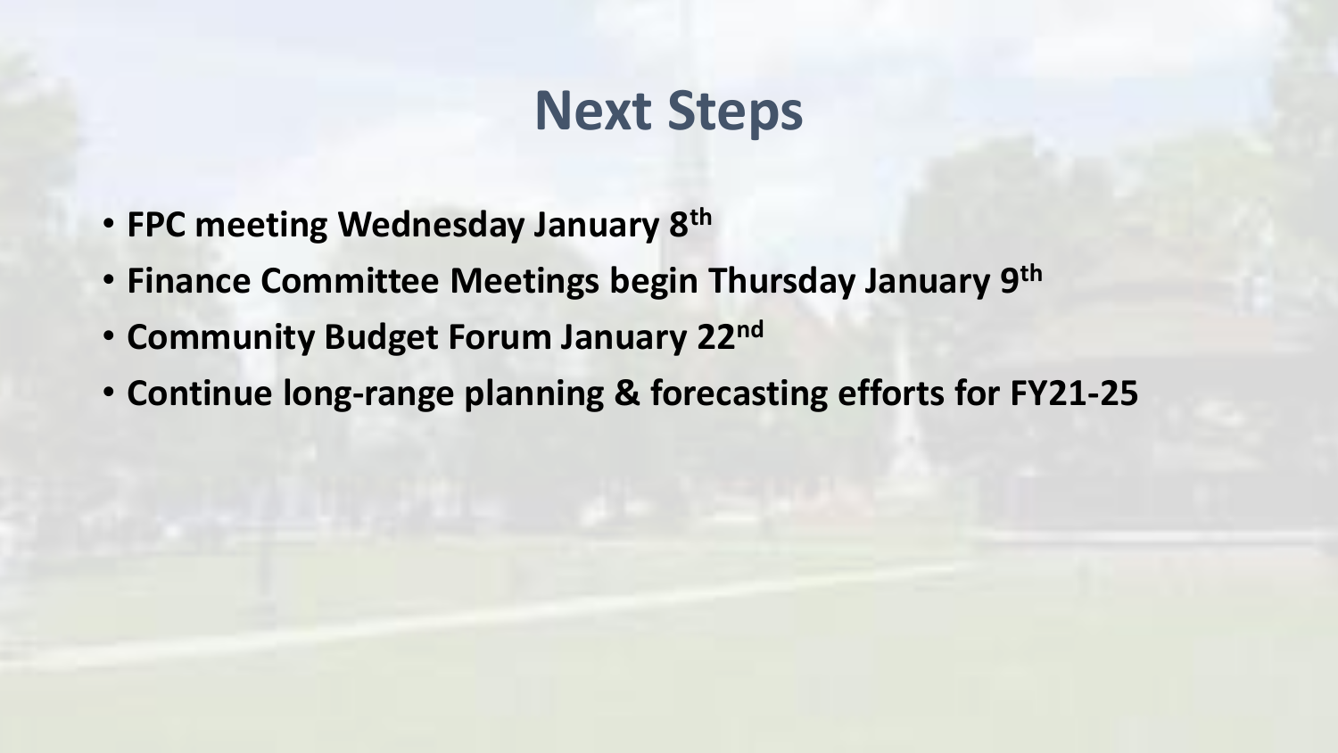# Next Steps

- **FPC meeting Wednesday January 8th**
- **Finance Committee Meetings begin Thursday January 9th**
- **Community Budget Forum January 22nd**
- **Continue long-range planning & forecasting efforts for FY21-25**